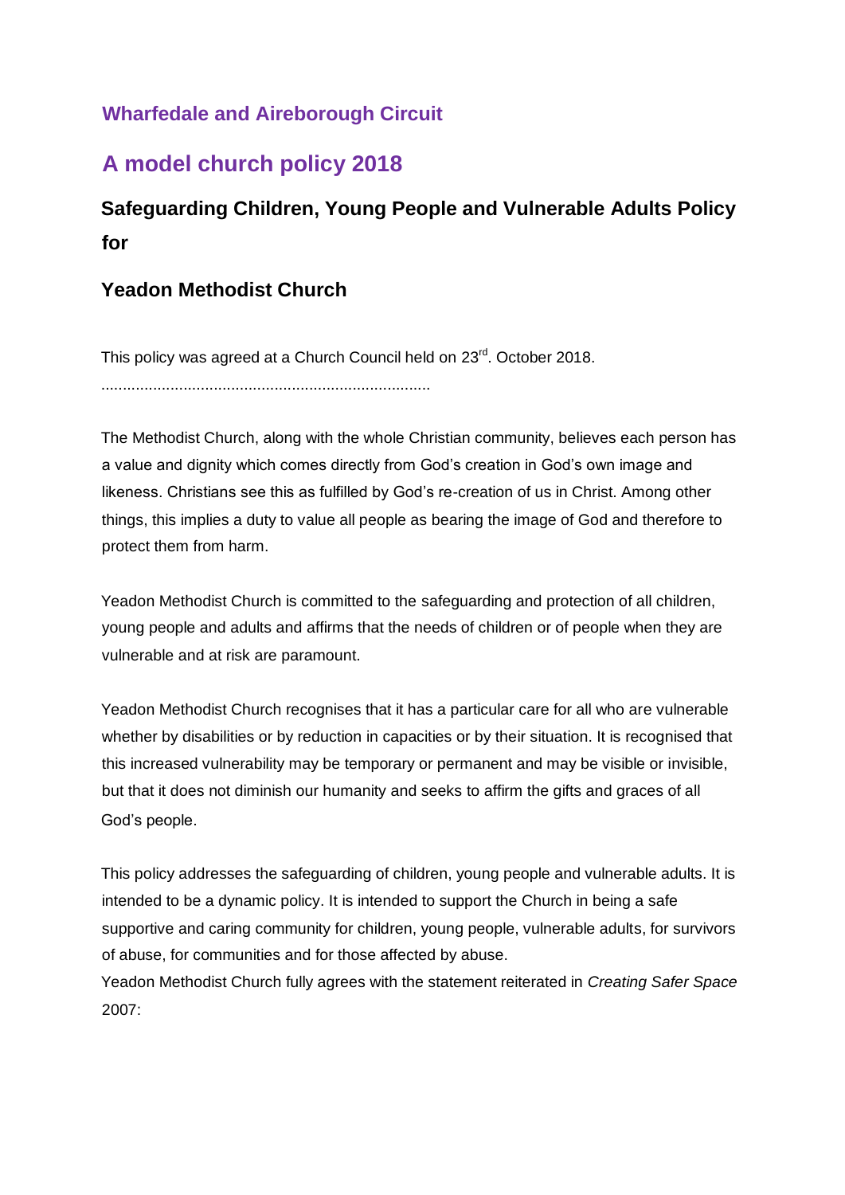## Wharfedale and Aireborough Circuit

## A model church policy 2018

### Safeguarding Children, Young People and Vulnerable Adults Policy for

### Yeadon Methodist Church

This policy was agreed at a Church Council held on 23rd. October 2018.

............................................................................

The Methodist Church, along with the whole Christian community, believes each person has a value and dignity which comes directly from God's creation in God's own image and likeness. Christians see this as fulfilled by God's re-creation of us in Christ. Among other things, this implies a duty to value all people as bearing the image of God and therefore to protect them from harm.

Yeadon Methodist Church is committed to the safeguarding and protection of all children, young people and adults and affirms that the needs of children or of people when they are vulnerable and at risk are paramount.

Yeadon Methodist Church recognises that it has a particular care for all who are vulnerable whether by disabilities or by reduction in capacities or by their situation. It is recognised that this increased vulnerability may be temporary or permanent and may be visible or invisible, but that it does not diminish our humanity and seeks to affirm the gifts and graces of all God's people.

This policy addresses the safeguarding of children, young people and vulnerable adults. It is intended to be a dynamic policy. It is intended to support the Church in being a safe supportive and caring community for children, young people, vulnerable adults, for survivors of abuse, for communities and for those affected by abuse.

Yeadon Methodist Church fully agrees with the statement reiterated in *Creating Safer Space* 2007: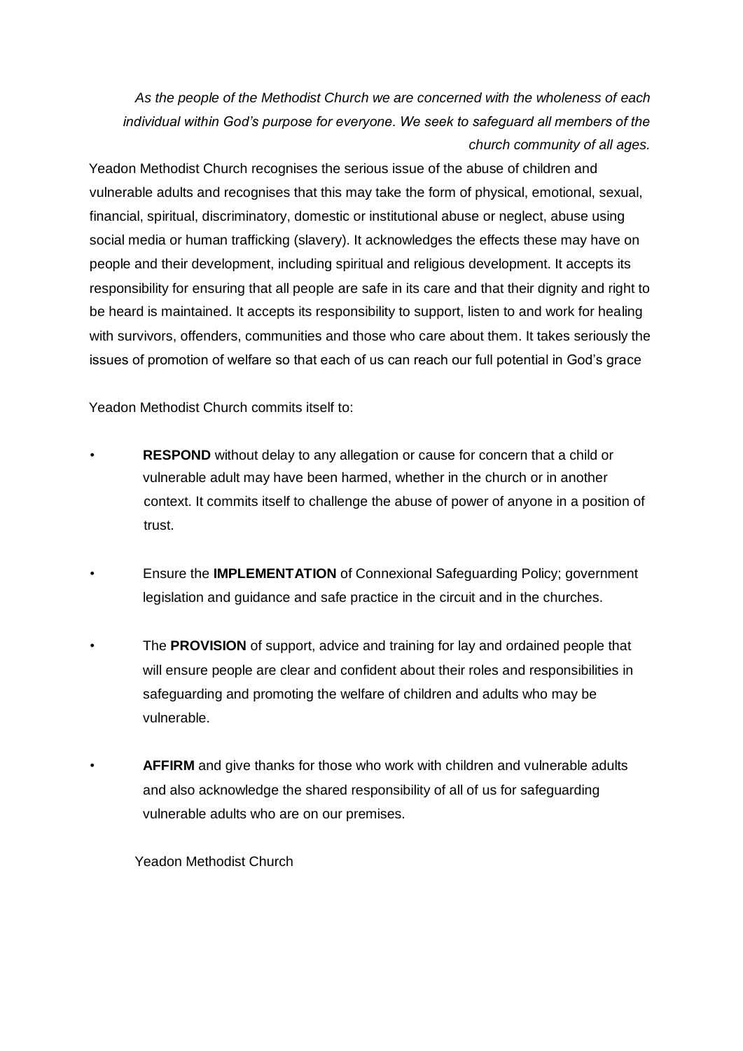*As the people of the Methodist Church we are concerned with the wholeness of each individual within God's purpose for everyone. We seek to safeguard all members of the church community of all ages.*

Yeadon Methodist Church recognises the serious issue of the abuse of children and vulnerable adults and recognises that this may take the form of physical, emotional, sexual, financial, spiritual, discriminatory, domestic or institutional abuse or neglect, abuse using social media or human trafficking (slavery). It acknowledges the effects these may have on people and their development, including spiritual and religious development. It accepts its responsibility for ensuring that all people are safe in its care and that their dignity and right to be heard is maintained. It accepts its responsibility to support, listen to and work for healing with survivors, offenders, communities and those who care about them. It takes seriously the issues of promotion of welfare so that each of us can reach our full potential in God's grace

Yeadon Methodist Church commits itself to:

- **RESPOND** without delay to any allegation or cause for concern that a child or vulnerable adult may have been harmed, whether in the church or in another context. It commits itself to challenge the abuse of power of anyone in a position of trust.
- Ensure the **IMPLEMENTATION** of Connexional Safeguarding Policy; government legislation and guidance and safe practice in the circuit and in the churches.
- The **PROVISION** of support, advice and training for lay and ordained people that will ensure people are clear and confident about their roles and responsibilities in safeguarding and promoting the welfare of children and adults who may be vulnerable.
- **AFFIRM** and give thanks for those who work with children and vulnerable adults and also acknowledge the shared responsibility of all of us for safeguarding vulnerable adults who are on our premises.

Yeadon Methodist Church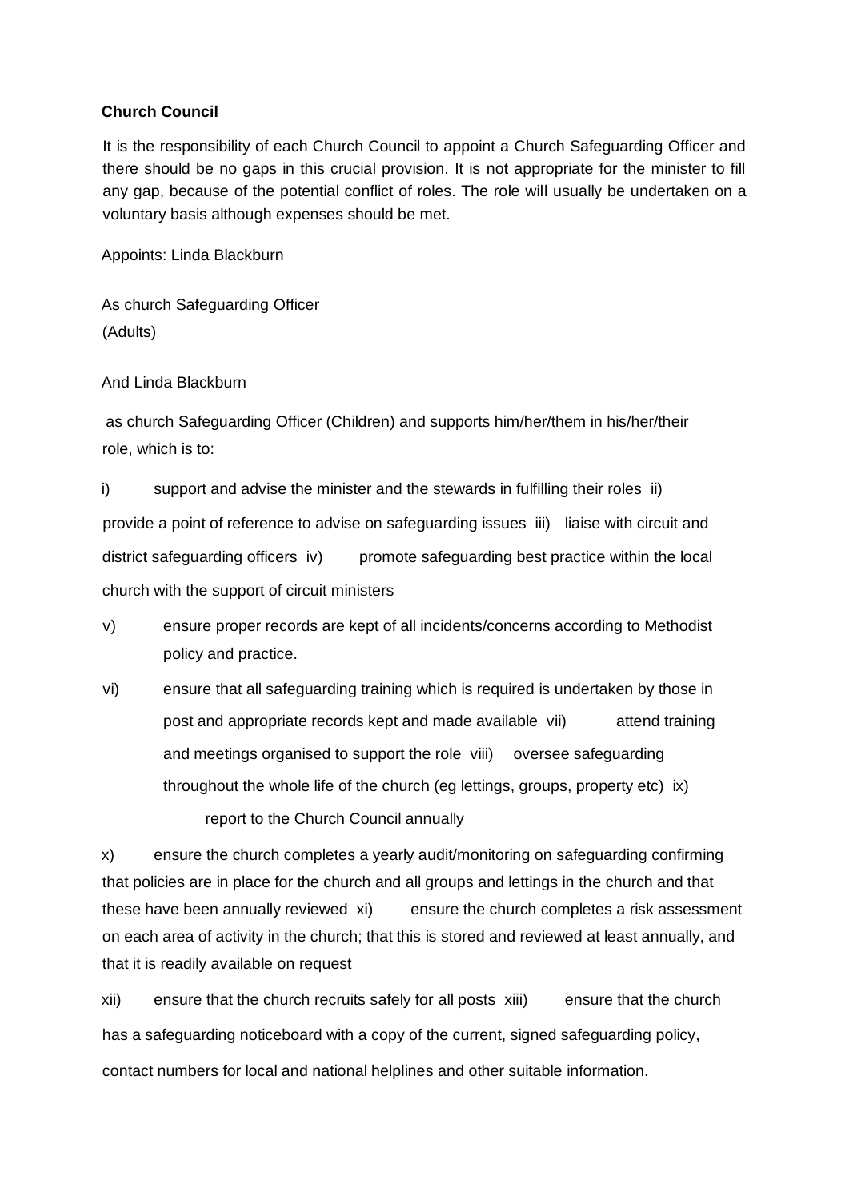**Church Council**

It is the responsibility of each Church Council to appoint a Church Safeguarding Officer and there should be no gaps in this crucial provision. It is not appropriate for the minister to fill any gap, because of the potential conflict of roles. The role will usually be undertaken on a voluntary basis although expenses should be met.

Appoints: Linda Blackburn

As church Safeguarding Officer
(Adults)

And Linda Blackburn

as church Safeguarding Officer (Children) and supports him/her/them in his/her/their role, which is to:

i) support and advise the minister and the stewards in fulfilling their roles
ii) provide a point of reference to advise on safeguarding issues
iii) liaise with circuit and district safeguarding officers
iv) promote safeguarding best practice within the local church with the support of circuit ministers
v) ensure proper records are kept of all incidents/concerns according to Methodist policy and practice.
vi) ensure that all safeguarding training which is required is undertaken by those in post and appropriate records kept and made available
vii) attend training and meetings organised to support the role
viii) oversee safeguarding throughout the whole life of the church (eg lettings, groups, property etc)
ix) report to the Church Council annually
x) ensure the church completes a yearly audit/monitoring on safeguarding confirming that policies are in place for the church and all groups and lettings in the church and that these have been annually reviewed
xi) ensure the church completes a risk assessment on each area of activity in the church; that this is stored and reviewed at least annually, and that it is readily available on request
xii) ensure that the church recruits safely for all posts
xiii) ensure that the church has a safeguarding noticeboard with a copy of the current, signed safeguarding policy, contact numbers for local and national helplines and other suitable information.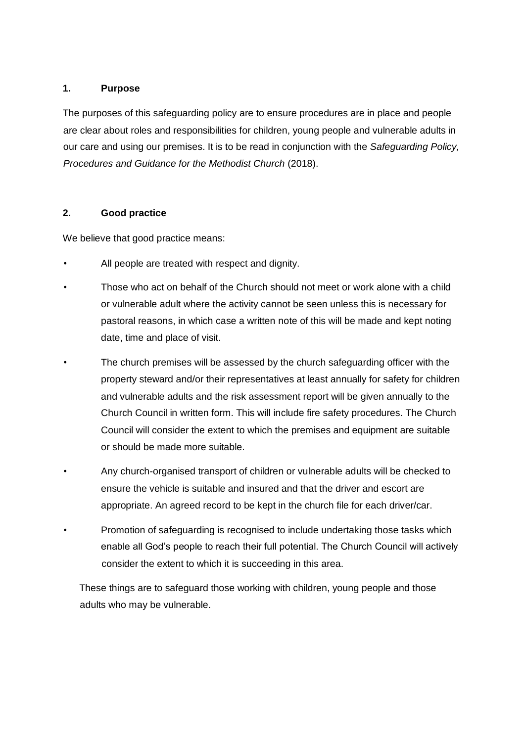## 1. Purpose

The purposes of this safeguarding policy are to ensure procedures are in place and people are clear about roles and responsibilities for children, young people and vulnerable adults in our care and using our premises. It is to be read in conjunction with the *Safeguarding Policy, Procedures and Guidance for the Methodist Church* (2018).

## 2. Good practice

We believe that good practice means:

- All people are treated with respect and dignity.
- Those who act on behalf of the Church should not meet or work alone with a child or vulnerable adult where the activity cannot be seen unless this is necessary for pastoral reasons, in which case a written note of this will be made and kept noting date, time and place of visit.
- The church premises will be assessed by the church safeguarding officer with the property steward and/or their representatives at least annually for safety for children and vulnerable adults and the risk assessment report will be given annually to the Church Council in written form. This will include fire safety procedures. The Church Council will consider the extent to which the premises and equipment are suitable or should be made more suitable.
- Any church-organised transport of children or vulnerable adults will be checked to ensure the vehicle is suitable and insured and that the driver and escort are appropriate. An agreed record to be kept in the church file for each driver/car.
- Promotion of safeguarding is recognised to include undertaking those tasks which enable all God's people to reach their full potential. The Church Council will actively consider the extent to which it is succeeding in this area.

These things are to safeguard those working with children, young people and those adults who may be vulnerable.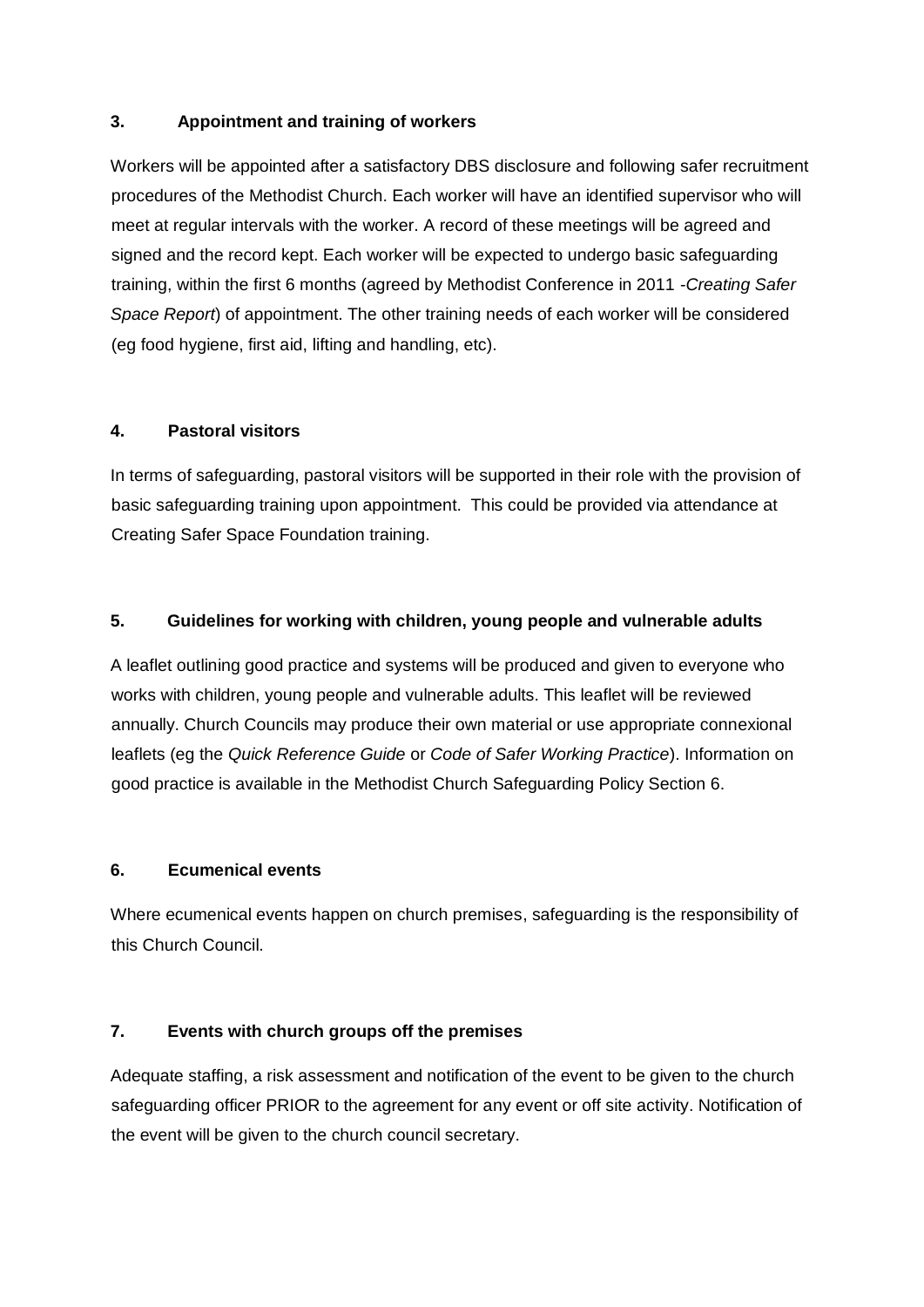### 3. Appointment and training of workers

Workers will be appointed after a satisfactory DBS disclosure and following safer recruitment procedures of the Methodist Church. Each worker will have an identified supervisor who will meet at regular intervals with the worker. A record of these meetings will be agreed and signed and the record kept. Each worker will be expected to undergo basic safeguarding training, within the first 6 months (agreed by Methodist Conference in 2011 -*Creating Safer Space Report*) of appointment. The other training needs of each worker will be considered (eg food hygiene, first aid, lifting and handling, etc).

### 4. Pastoral visitors

In terms of safeguarding, pastoral visitors will be supported in their role with the provision of basic safeguarding training upon appointment. This could be provided via attendance at Creating Safer Space Foundation training.

### 5. Guidelines for working with children, young people and vulnerable adults

A leaflet outlining good practice and systems will be produced and given to everyone who works with children, young people and vulnerable adults. This leaflet will be reviewed annually. Church Councils may produce their own material or use appropriate connexional leaflets (eg the *Quick Reference Guide* or *Code of Safer Working Practice*). Information on good practice is available in the Methodist Church Safeguarding Policy Section 6.

### 6. Ecumenical events

Where ecumenical events happen on church premises, safeguarding is the responsibility of this Church Council.

### 7. Events with church groups off the premises

Adequate staffing, a risk assessment and notification of the event to be given to the church safeguarding officer PRIOR to the agreement for any event or off site activity. Notification of the event will be given to the church council secretary.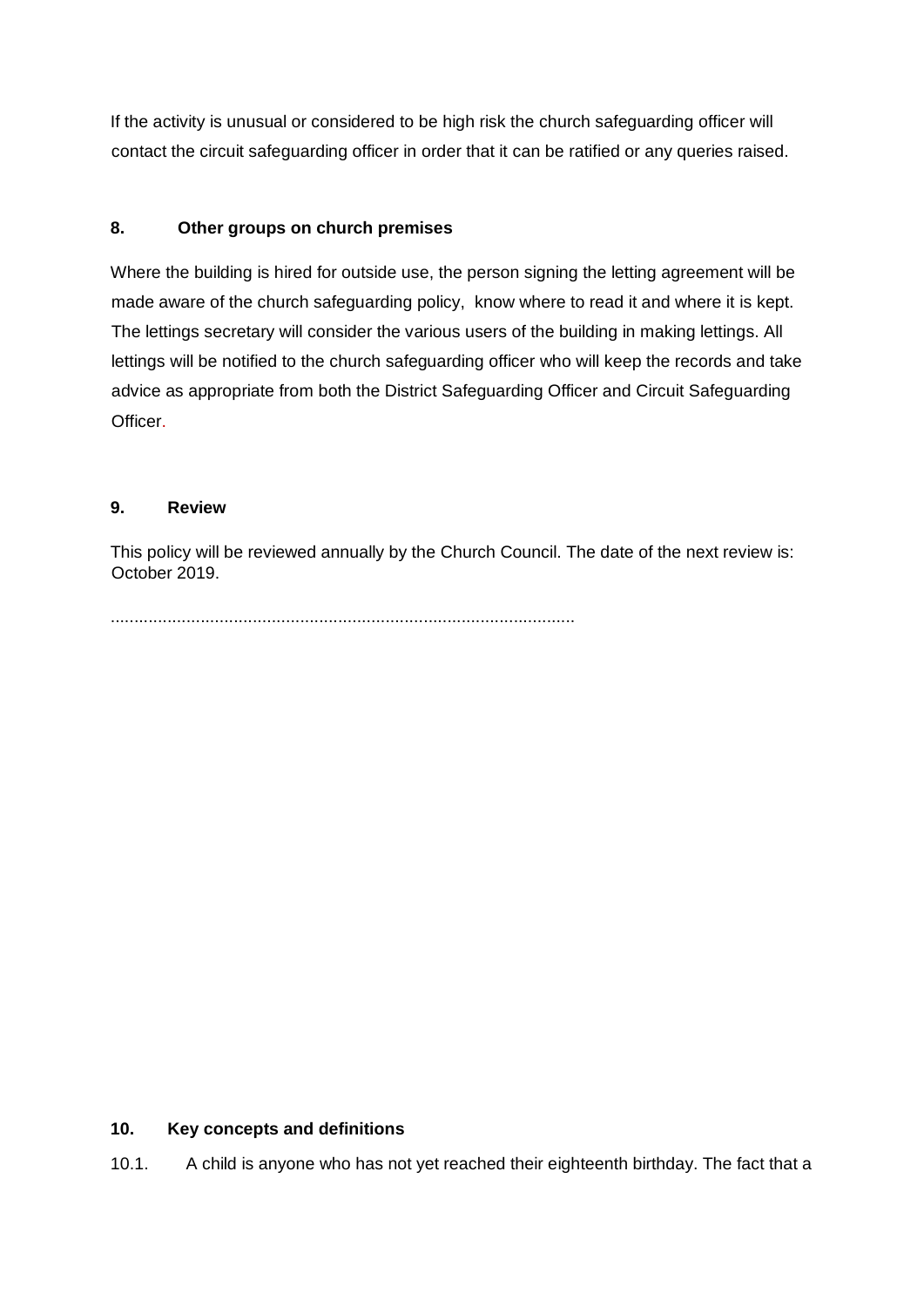If the activity is unusual or considered to be high risk the church safeguarding officer will contact the circuit safeguarding officer in order that it can be ratified or any queries raised.

## 8. Other groups on church premises

Where the building is hired for outside use, the person signing the letting agreement will be made aware of the church safeguarding policy, know where to read it and where it is kept. The lettings secretary will consider the various users of the building in making lettings. All lettings will be notified to the church safeguarding officer who will keep the records and take advice as appropriate from both the District Safeguarding Officer and Circuit Safeguarding Officer.

## 9. Review

This policy will be reviewed annually by the Church Council. The date of the next review is: October 2019.

..................................................................................................

## 10. Key concepts and definitions

10.1. A child is anyone who has not yet reached their eighteenth birthday. The fact that a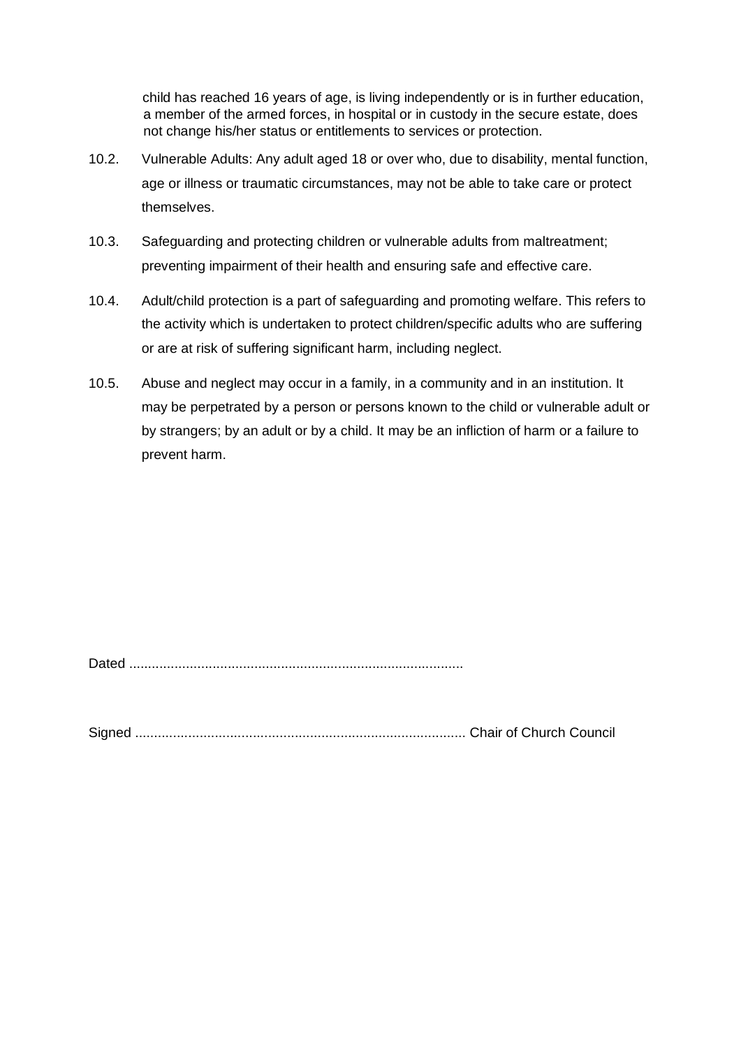child has reached 16 years of age, is living independently or is in further education, a member of the armed forces, in hospital or in custody in the secure estate, does not change his/her status or entitlements to services or protection.

10.2. Vulnerable Adults: Any adult aged 18 or over who, due to disability, mental function, age or illness or traumatic circumstances, may not be able to take care or protect themselves.

10.3. Safeguarding and protecting children or vulnerable adults from maltreatment; preventing impairment of their health and ensuring safe and effective care.

10.4. Adult/child protection is a part of safeguarding and promoting welfare. This refers to the activity which is undertaken to protect children/specific adults who are suffering or are at risk of suffering significant harm, including neglect.

10.5. Abuse and neglect may occur in a family, in a community and in an institution. It may be perpetrated by a person or persons known to the child or vulnerable adult or by strangers; by an adult or by a child. It may be an infliction of harm or a failure to prevent harm.

Dated .......................................................................................

Signed ....................................................................................... Chair of Church Council